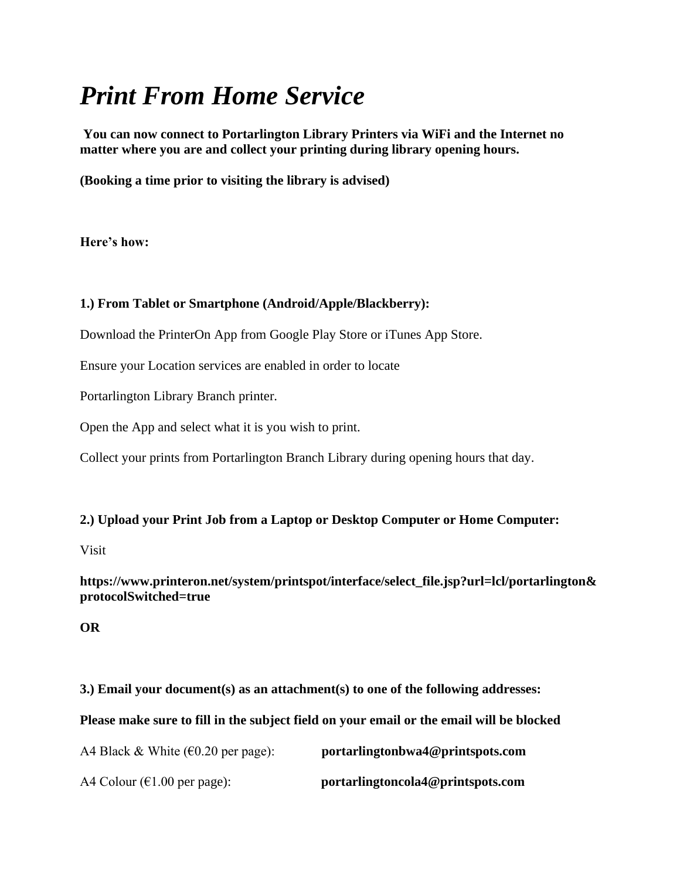# *Print From Home Service*

**You can now connect to Portarlington Library Printers via WiFi and the Internet no matter where you are and collect your printing during library opening hours.**

**(Booking a time prior to visiting the library is advised)**

**Here's how:**

**1.) From Tablet or Smartphone (Android/Apple/Blackberry):**

Download the PrinterOn App from Google Play Store or iTunes App Store.

Ensure your Location services are enabled in order to locate

Portarlington Library Branch printer.

Open the App and select what it is you wish to print.

Collect your prints from Portarlington Branch Library during opening hours that day.

**2.) Upload your Print Job from a Laptop or Desktop Computer or Home Computer:**

Visit

**https://www.printeron.net/system/printspot/interface/select_file.jsp?url=lcl/portarlington&protocolSwitched=true**

**OR**

**3.) Email your document(s) as an attachment(s) to one of the following addresses:**

**Please make sure to fill in the subject field on your email or the email will be blocked**

A4 Black & White (€0.20 per page): **portarlingtonbwa4@printspots.com**

A4 Colour (€1.00 per page): **portarlingtoncola4@printspots.com**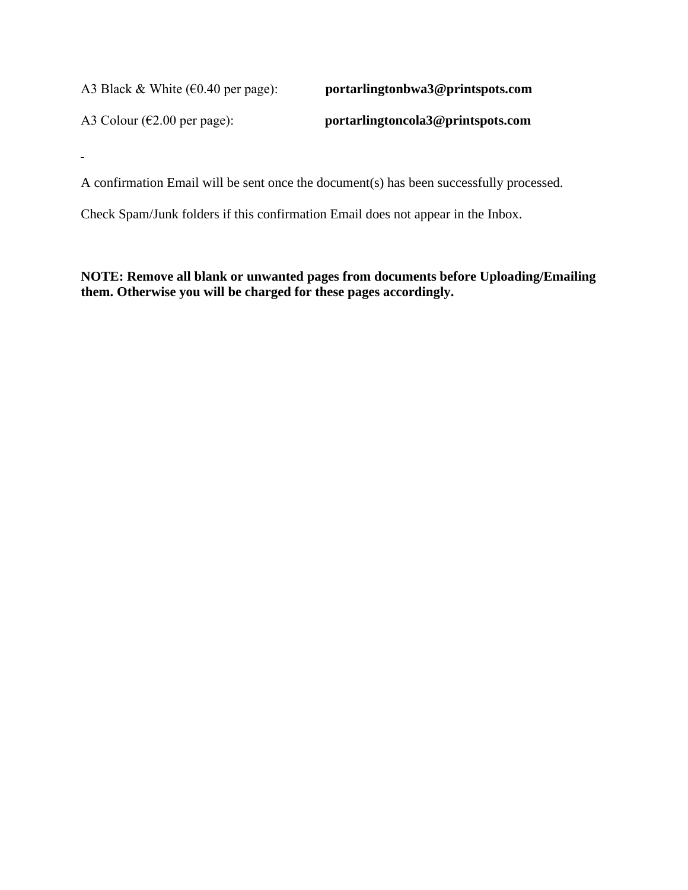A3 Black & White (€0.40 per page): **portarlingtonbwa3@printspots.com**

A3 Colour (€2.00 per page): **portarlingtoncola3@printspots.com**

A confirmation Email will be sent once the document(s) has been successfully processed.

Check Spam/Junk folders if this confirmation Email does not appear in the Inbox.

**NOTE: Remove all blank or unwanted pages from documents before Uploading/Emailing them. Otherwise you will be charged for these pages accordingly.**